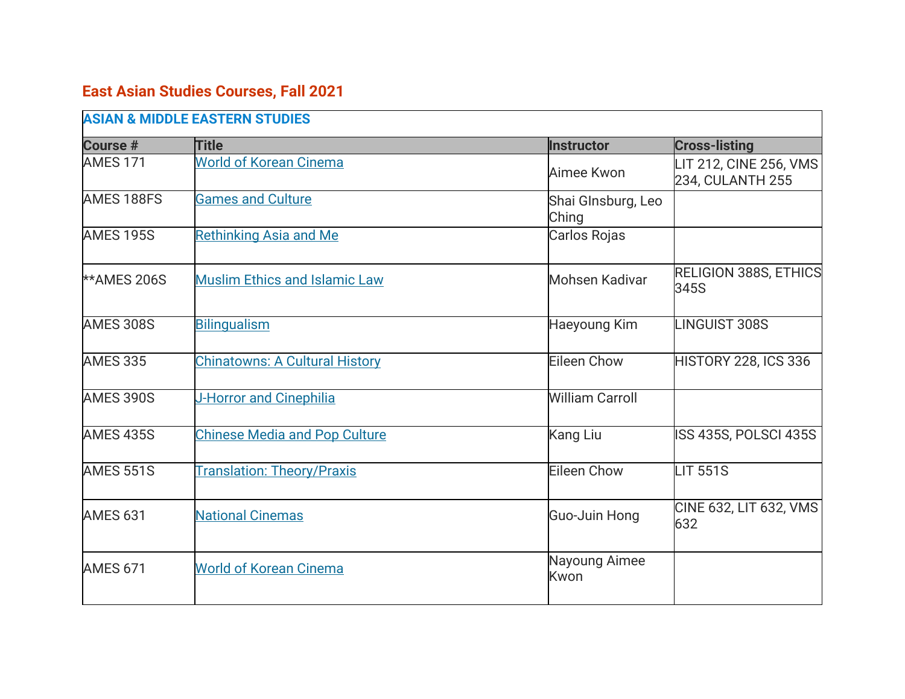## East Asian Studies Courses, Fall 2021

| ASIAN & MIDDLE EASTERN STUDIES | | | |
|---|---|---|---|
| **Course #** | **Title** | **Instructor** | **Cross-listing** |
| AMES 171 | World of Korean Cinema | Aimee Kwon | LIT 212, CINE 256, VMS 234, CULANTH 255 |
| AMES 188FS | Games and Culture | Shai GInsburg, Leo Ching | |
| AMES 195S | Rethinking Asia and Me | Carlos Rojas | |
| **AMES 206S | Muslim Ethics and Islamic Law | Mohsen Kadivar | RELIGION 388S, ETHICS 345S |
| AMES 308S | Bilingualism | Haeyoung Kim | LINGUIST 308S |
| AMES 335 | Chinatowns: A Cultural History | Eileen Chow | HISTORY 228, ICS 336 |
| AMES 390S | J-Horror and Cinephilia | William Carroll | |
| AMES 435S | Chinese Media and Pop Culture | Kang Liu | ISS 435S, POLSCI 435S |
| AMES 551S | Translation: Theory/Praxis | Eileen Chow | LIT 551S |
| AMES 631 | National Cinemas | Guo-Juin Hong | CINE 632, LIT 632, VMS 632 |
| AMES 671 | World of Korean Cinema | Nayoung Aimee Kwon | |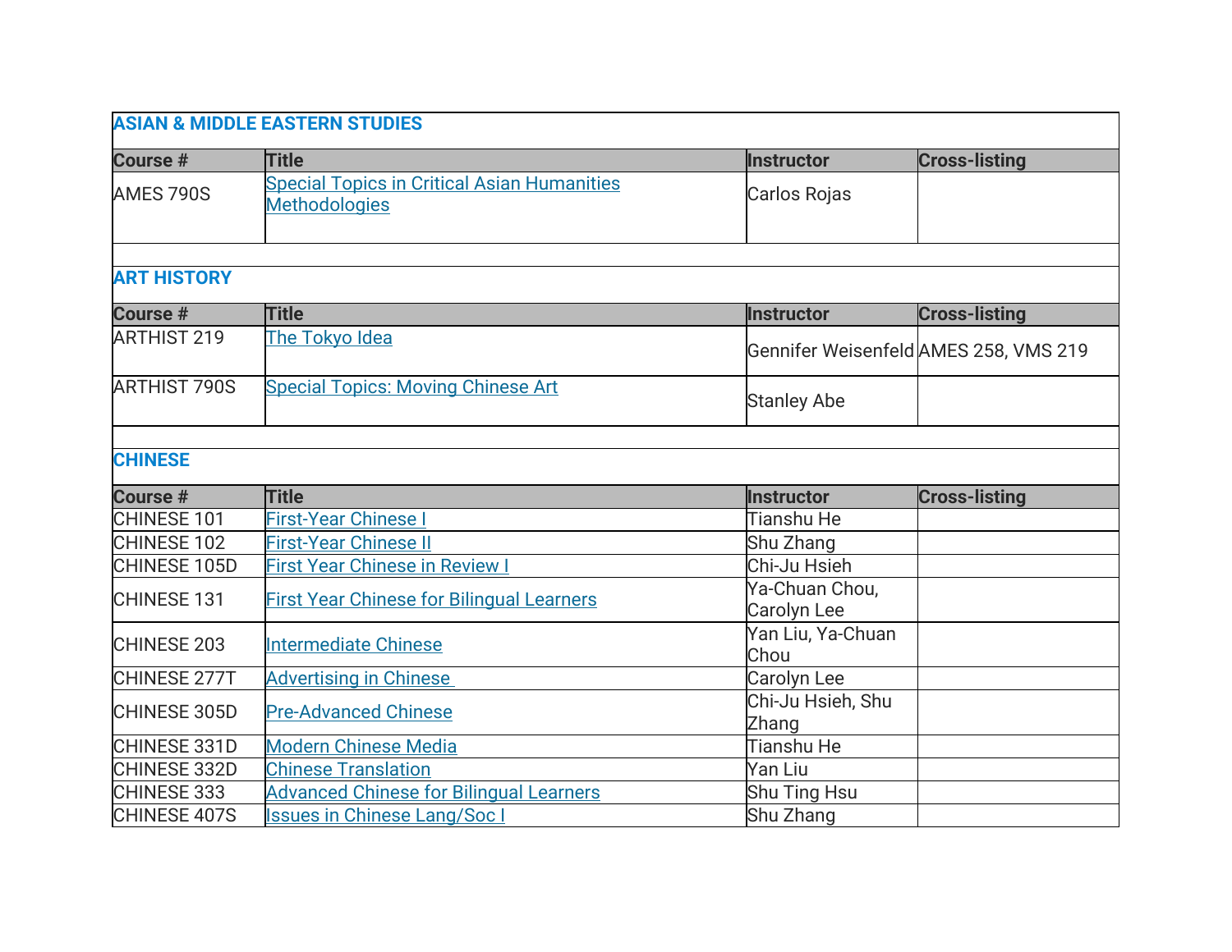## ASIAN & MIDDLE EASTERN STUDIES

| Course # | Title | Instructor | Cross-listing |
|---|---|---|---|
| AMES 790S | Special Topics in Critical Asian Humanities Methodologies | Carlos Rojas | |

## ART HISTORY

| Course # | Title | Instructor | Cross-listing |
|---|---|---|---|
| ARTHIST 219 | The Tokyo Idea | Gennifer Weisenfeld | AMES 258, VMS 219 |
| ARTHIST 790S | Special Topics: Moving Chinese Art | Stanley Abe | |

## CHINESE

| Course # | Title | Instructor | Cross-listing |
|---|---|---|---|
| CHINESE 101 | First-Year Chinese I | Tianshu He | |
| CHINESE 102 | First-Year Chinese II | Shu Zhang | |
| CHINESE 105D | First Year Chinese in Review I | Chi-Ju Hsieh | |
| CHINESE 131 | First Year Chinese for Bilingual Learners | Ya-Chuan Chou, Carolyn Lee | |
| CHINESE 203 | Intermediate Chinese | Yan Liu, Ya-Chuan Chou | |
| CHINESE 277T | Advertising in Chinese | Carolyn Lee | |
| CHINESE 305D | Pre-Advanced Chinese | Chi-Ju Hsieh, Shu Zhang | |
| CHINESE 331D | Modern Chinese Media | Tianshu He | |
| CHINESE 332D | Chinese Translation | Yan Liu | |
| CHINESE 333 | Advanced Chinese for Bilingual Learners | Shu Ting Hsu | |
| CHINESE 407S | Issues in Chinese Lang/Soc I | Shu Zhang | |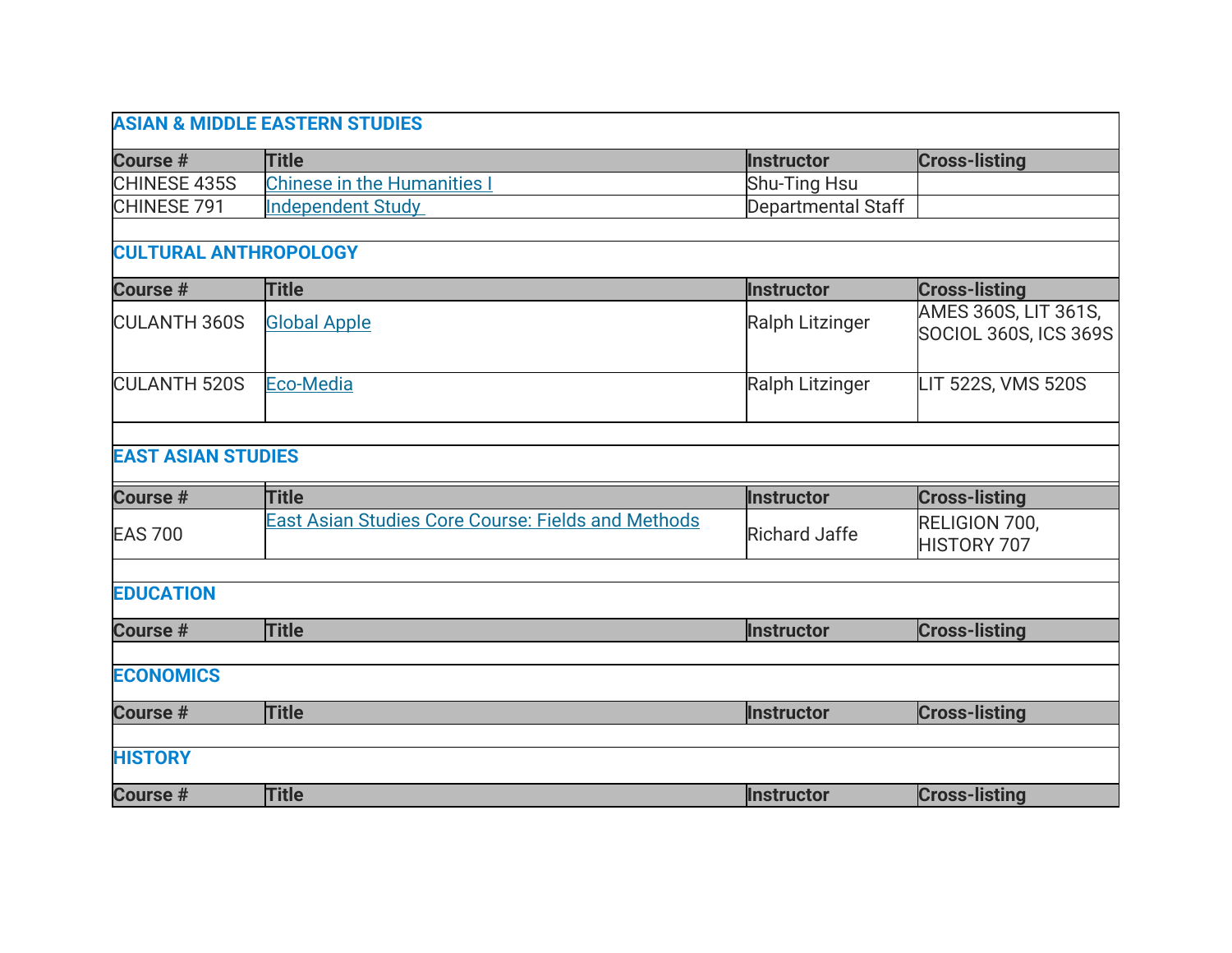## ASIAN & MIDDLE EASTERN STUDIES

| Course # | Title | Instructor | Cross-listing |
|---|---|---|---|
| CHINESE 435S | Chinese in the Humanities I | Shu-Ting Hsu | |
| CHINESE 791 | Independent Study | Departmental Staff | |

## CULTURAL ANTHROPOLOGY

| Course # | Title | Instructor | Cross-listing |
|---|---|---|---|
| CULANTH 360S | Global Apple | Ralph Litzinger | AMES 360S, LIT 361S, SOCIOL 360S, ICS 369S |
| CULANTH 520S | Eco-Media | Ralph Litzinger | LIT 522S, VMS 520S |

## EAST ASIAN STUDIES

| Course # | Title | Instructor | Cross-listing |
|---|---|---|---|
| EAS 700 | East Asian Studies Core Course: Fields and Methods | Richard Jaffe | RELIGION 700, HISTORY 707 |

## EDUCATION

| Course # | Title | Instructor | Cross-listing |
|---|---|---|---|

## ECONOMICS

| Course # | Title | Instructor | Cross-listing |
|---|---|---|---|

## HISTORY

| Course # | Title | Instructor | Cross-listing |
|---|---|---|---|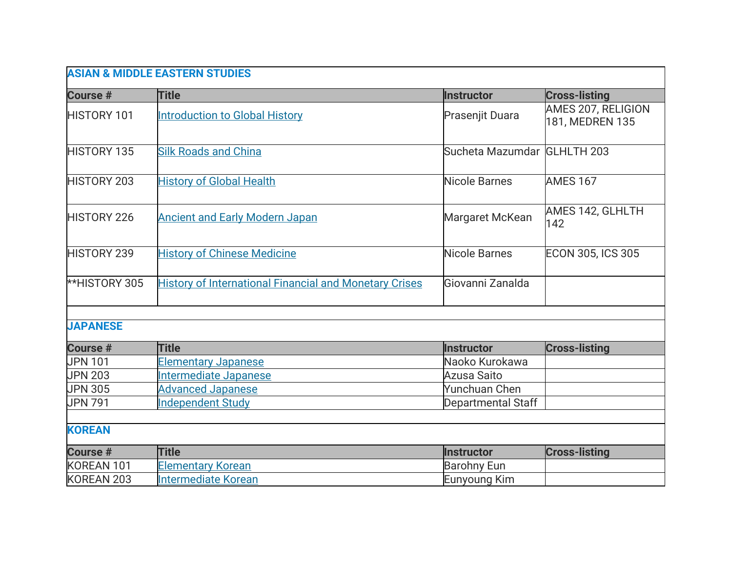## ASIAN & MIDDLE EASTERN STUDIES

| Course # | Title | Instructor | Cross-listing |
| --- | --- | --- | --- |
| HISTORY 101 | Introduction to Global History | Prasenjit Duara | AMES 207, RELIGION 181, MEDREN 135 |
| HISTORY 135 | Silk Roads and China | Sucheta Mazumdar | GLHLTH 203 |
| HISTORY 203 | History of Global Health | Nicole Barnes | AMES 167 |
| HISTORY 226 | Ancient and Early Modern Japan | Margaret McKean | AMES 142, GLHLTH 142 |
| HISTORY 239 | History of Chinese Medicine | Nicole Barnes | ECON 305, ICS 305 |
| **HISTORY 305 | History of International Financial and Monetary Crises | Giovanni Zanalda | |

## JAPANESE

| Course # | Title | Instructor | Cross-listing |
| --- | --- | --- | --- |
| JPN 101 | Elementary Japanese | Naoko Kurokawa | |
| JPN 203 | Intermediate Japanese | Azusa Saito | |
| JPN 305 | Advanced Japanese | Yunchuan Chen | |
| JPN 791 | Independent Study | Departmental Staff | |

## KOREAN

| Course # | Title | Instructor | Cross-listing |
| --- | --- | --- | --- |
| KOREAN 101 | Elementary Korean | Barohny Eun | |
| KOREAN 203 | Intermediate Korean | Eunyoung Kim | |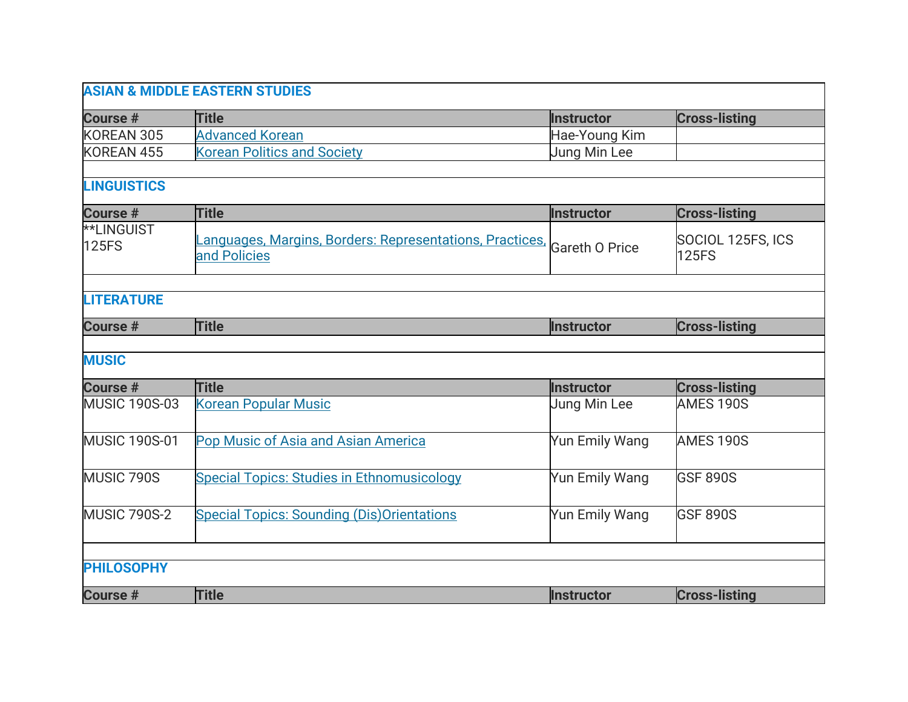## ASIAN & MIDDLE EASTERN STUDIES

| Course # | Title | Instructor | Cross-listing |
|---|---|---|---|
| KOREAN 305 | Advanced Korean | Hae-Young Kim | |
| KOREAN 455 | Korean Politics and Society | Jung Min Lee | |

## LINGUISTICS

| Course # | Title | Instructor | Cross-listing |
|---|---|---|---|
| **LINGUIST 125FS | Languages, Margins, Borders: Representations, Practices, and Policies | Gareth O Price | SOCIOL 125FS, ICS 125FS |

## LITERATURE

| Course # | Title | Instructor | Cross-listing |
|---|---|---|---|

## MUSIC

| Course # | Title | Instructor | Cross-listing |
|---|---|---|---|
| MUSIC 190S-03 | Korean Popular Music | Jung Min Lee | AMES 190S |
| MUSIC 190S-01 | Pop Music of Asia and Asian America | Yun Emily Wang | AMES 190S |
| MUSIC 790S | Special Topics: Studies in Ethnomusicology | Yun Emily Wang | GSF 890S |
| MUSIC 790S-2 | Special Topics: Sounding (Dis)Orientations | Yun Emily Wang | GSF 890S |

## PHILOSOPHY

| Course # | Title | Instructor | Cross-listing |
|---|---|---|---|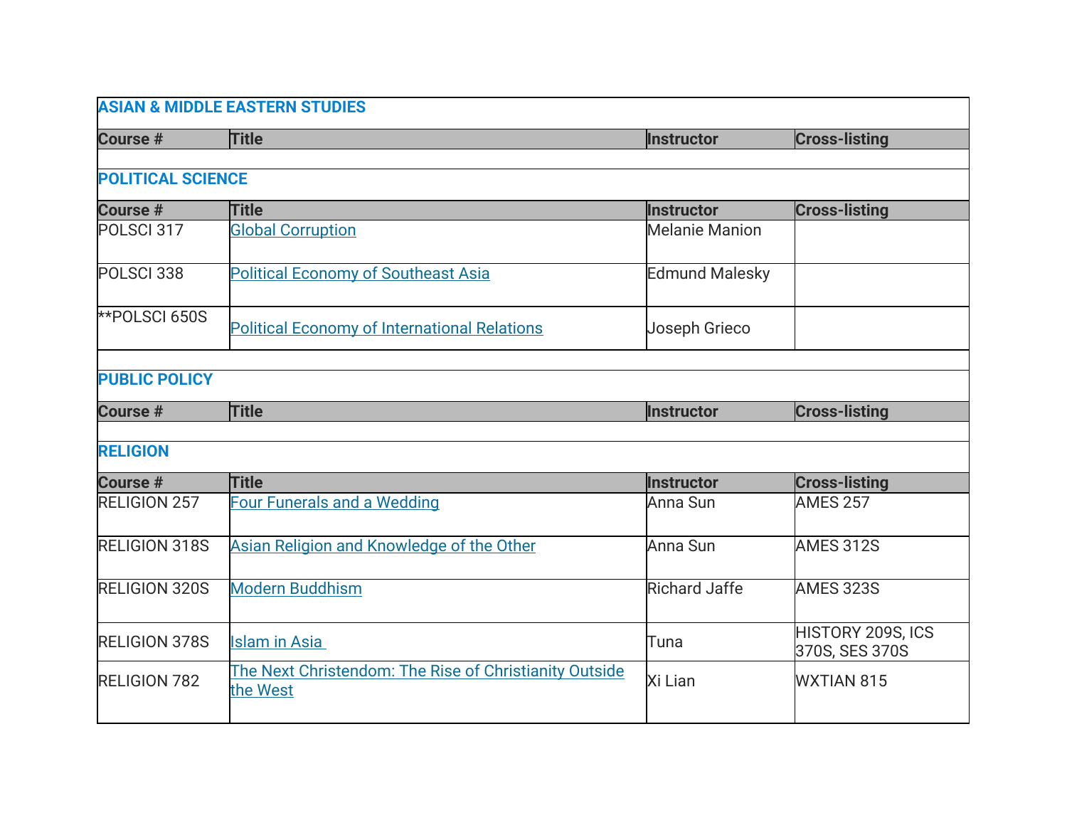## ASIAN & MIDDLE EASTERN STUDIES

| Course # | Title | Instructor | Cross-listing |
|---|---|---|---|

## POLITICAL SCIENCE

| Course # | Title | Instructor | Cross-listing |
|---|---|---|---|
| POLSCI 317 | Global Corruption | Melanie Manion | |
| POLSCI 338 | Political Economy of Southeast Asia | Edmund Malesky | |
| **POLSCI 650S | Political Economy of International Relations | Joseph Grieco | |

## PUBLIC POLICY

| Course # | Title | Instructor | Cross-listing |
|---|---|---|---|

## RELIGION

| Course # | Title | Instructor | Cross-listing |
|---|---|---|---|
| RELIGION 257 | Four Funerals and a Wedding | Anna Sun | AMES 257 |
| RELIGION 318S | Asian Religion and Knowledge of the Other | Anna Sun | AMES 312S |
| RELIGION 320S | Modern Buddhism | Richard Jaffe | AMES 323S |
| RELIGION 378S | Islam in Asia | Tuna | HISTORY 209S, ICS 370S, SES 370S |
| RELIGION 782 | The Next Christendom: The Rise of Christianity Outside the West | Xi Lian | WXTIAN 815 |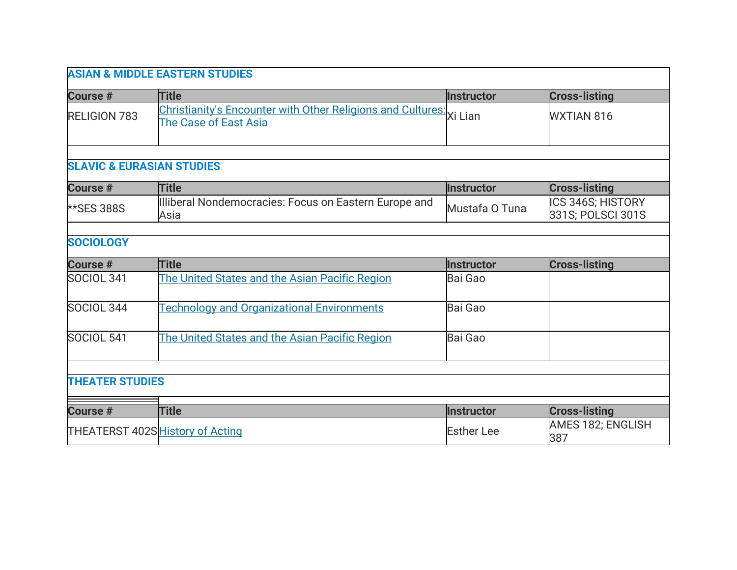## ASIAN & MIDDLE EASTERN STUDIES

| Course # | Title | Instructor | Cross-listing |
|---|---|---|---|
| RELIGION 783 | Christianity's Encounter with Other Religions and Cultures: The Case of East Asia | Xi Lian | WXTIAN 816 |

## SLAVIC & EURASIAN STUDIES

| Course # | Title | Instructor | Cross-listing |
|---|---|---|---|
| **SES 388S | Illiberal Nondemocracies: Focus on Eastern Europe and Asia | Mustafa O Tuna | ICS 346S; HISTORY 331S; POLSCI 301S |

## SOCIOLOGY

| Course # | Title | Instructor | Cross-listing |
|---|---|---|---|
| SOCIOL 341 | The United States and the Asian Pacific Region | Bai Gao | |
| SOCIOL 344 | Technology and Organizational Environments | Bai Gao | |
| SOCIOL 541 | The United States and the Asian Pacific Region | Bai Gao | |

## THEATER STUDIES

| Course # | Title | Instructor | Cross-listing |
|---|---|---|---|
| THEATERST 402S | History of Acting | Esther Lee | AMES 182; ENGLISH 387 |